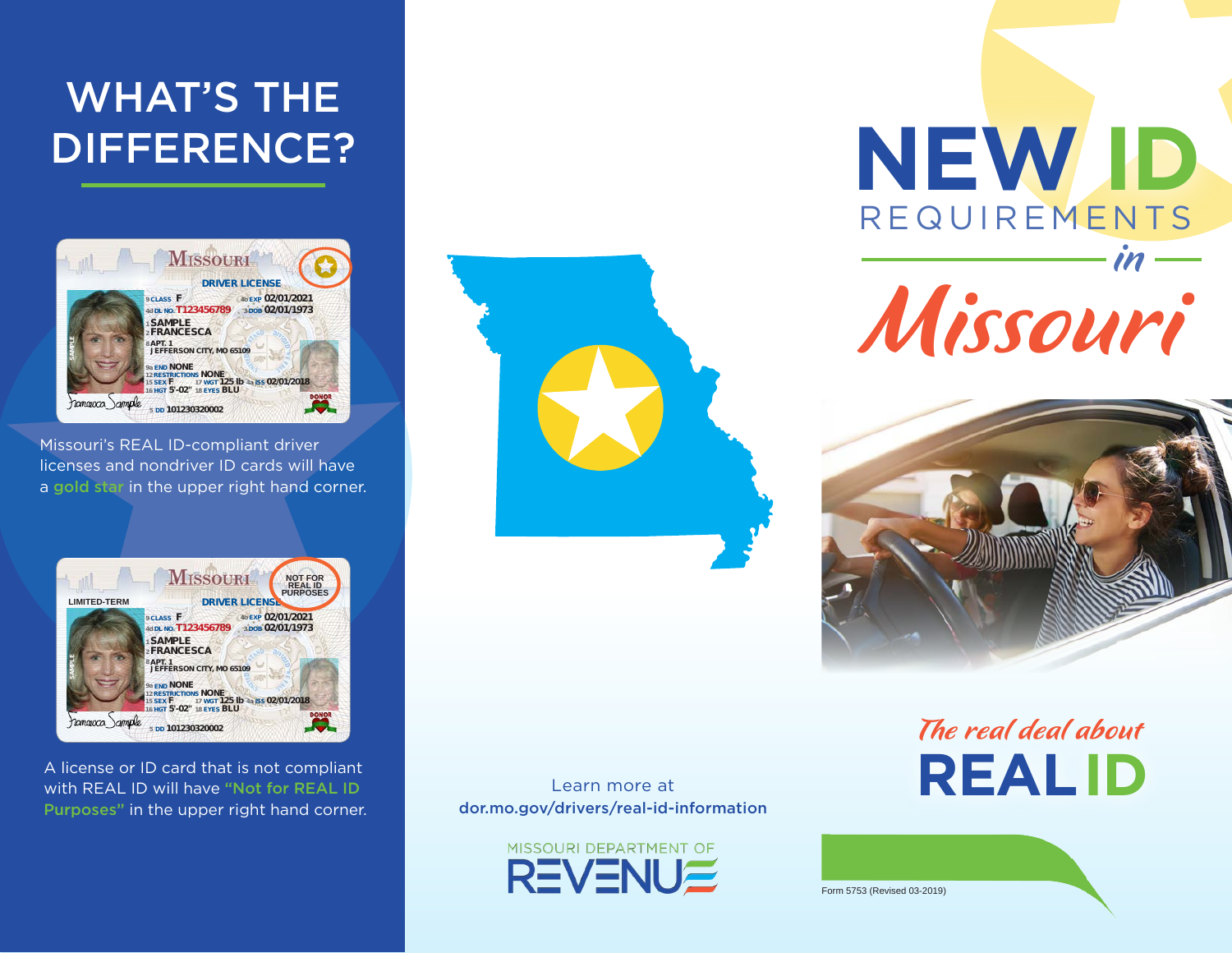# WHAT'S THE DIFFERENCE?

Missouri's REAL ID-compliant driver licenses and nondriver ID cards will have a **gold star** in the upper right hand corner.

A license or ID card that is not compliant with REAL ID will have **"Not for REAL ID Purposes"** in the upper right hand corner.

Learn more at
**dor.mo.gov/drivers/real-id-information**

MISSOURI DEPARTMENT OF REVENUE

# NEW ID REQUIREMENTS *in* *Missouri*

*The real deal about*

## REAL ID

Form 5753 (Revised 03-2019)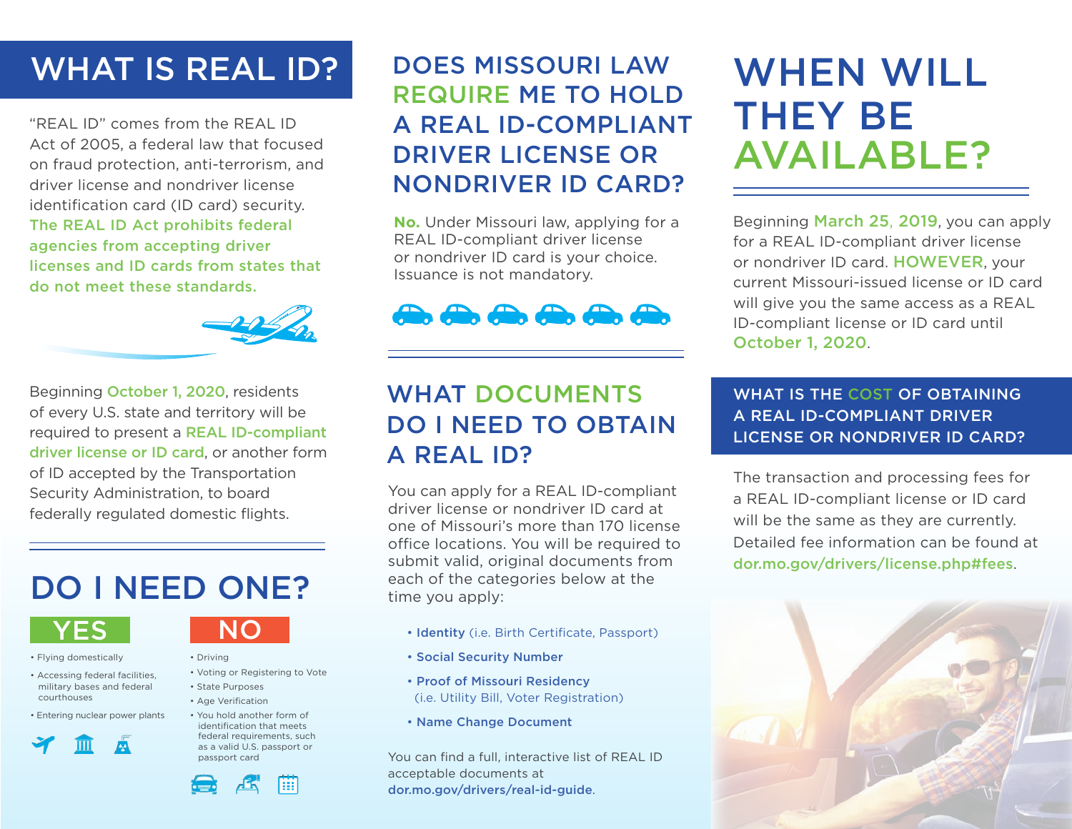# WHAT IS REAL ID?

"REAL ID" comes from the REAL ID Act of 2005, a federal law that focused on fraud protection, anti-terrorism, and driver license and nondriver license identification card (ID card) security. **The REAL ID Act prohibits federal agencies from accepting driver licenses and ID cards from states that do not meet these standards.**

Beginning **October 1, 2020**, residents of every U.S. state and territory will be required to present a **REAL ID-compliant driver license or ID card**, or another form of ID accepted by the Transportation Security Administration, to board federally regulated domestic flights.

# DO I NEED ONE?

## YES

- Flying domestically
- Accessing federal facilities, military bases and federal courthouses
- Entering nuclear power plants

## NO

- Driving
- Voting or Registering to Vote
- State Purposes
- Age Verification
- You hold another form of identification that meets federal requirements, such as a valid U.S. passport or passport card

# DOES MISSOURI LAW REQUIRE ME TO HOLD A REAL ID-COMPLIANT DRIVER LICENSE OR NONDRIVER ID CARD?

**No.** Under Missouri law, applying for a REAL ID-compliant driver license or nondriver ID card is your choice. Issuance is not mandatory.

# WHAT DOCUMENTS DO I NEED TO OBTAIN A REAL ID?

You can apply for a REAL ID-compliant driver license or nondriver ID card at one of Missouri's more than 170 license office locations. You will be required to submit valid, original documents from each of the categories below at the time you apply:

- **Identity** (i.e. Birth Certificate, Passport)
- **Social Security Number**
- **Proof of Missouri Residency** (i.e. Utility Bill, Voter Registration)
- **Name Change Document**

You can find a full, interactive list of REAL ID acceptable documents at **dor.mo.gov/drivers/real-id-guide**.

# WHEN WILL THEY BE AVAILABLE?

Beginning **March 25, 2019**, you can apply for a REAL ID-compliant driver license or nondriver ID card. **HOWEVER**, your current Missouri-issued license or ID card will give you the same access as a REAL ID-compliant license or ID card until **October 1, 2020**.

## WHAT IS THE COST OF OBTAINING A REAL ID-COMPLIANT DRIVER LICENSE OR NONDRIVER ID CARD?

The transaction and processing fees for a REAL ID-compliant license or ID card will be the same as they are currently. Detailed fee information can be found at **dor.mo.gov/drivers/license.php#fees**.